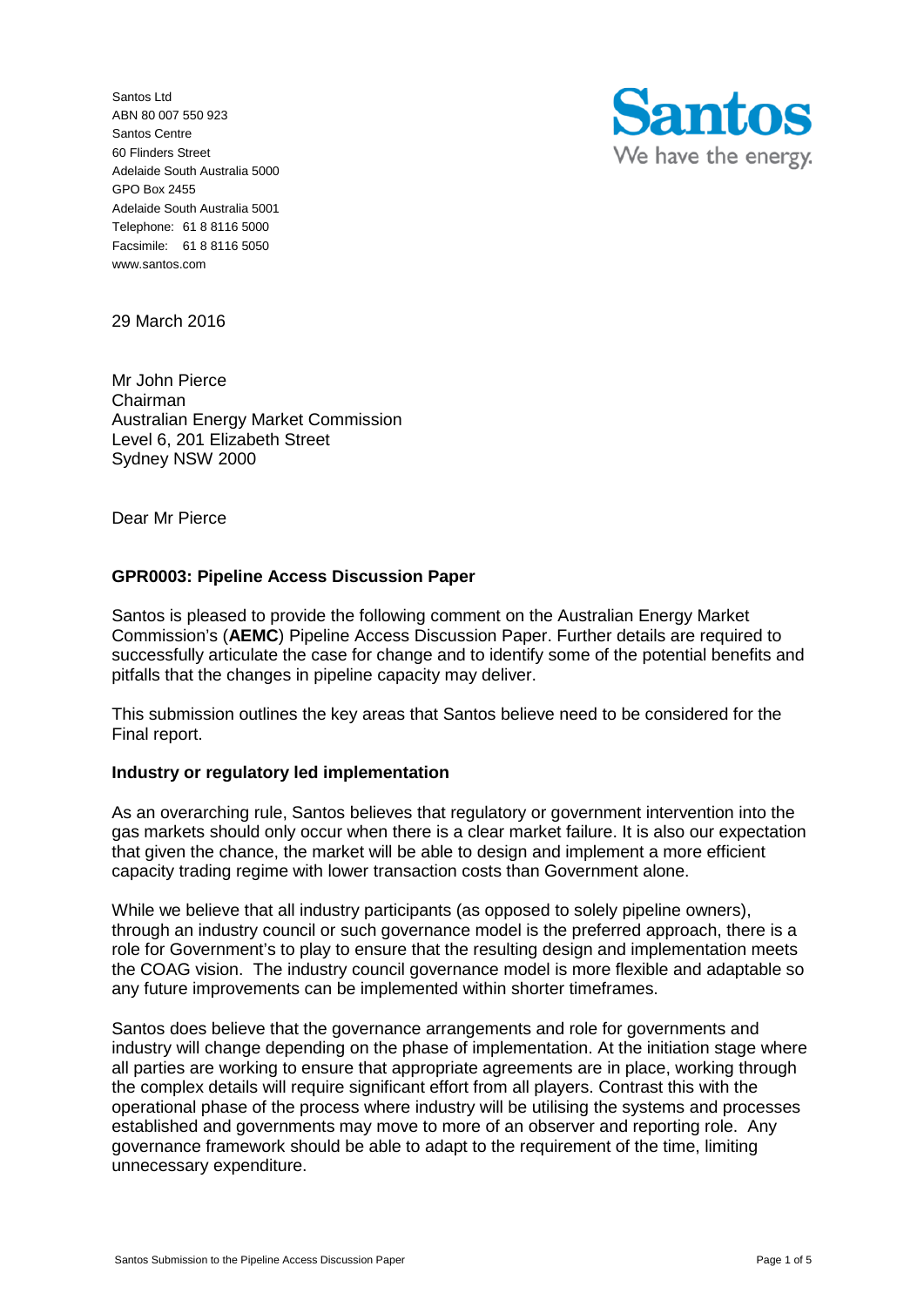Santos Ltd
ABN 80 007 550 923
Santos Centre
60 Flinders Street
Adelaide South Australia 5000
GPO Box 2455
Adelaide South Australia 5001
Telephone: 61 8 8116 5000
Facsimile: 61 8 8116 5050
www.santos.com

**Santos**
We have the energy.

29 March 2016

Mr John Pierce
Chairman
Australian Energy Market Commission
Level 6, 201 Elizabeth Street
Sydney NSW 2000

Dear Mr Pierce

**GPR0003: Pipeline Access Discussion Paper**

Santos is pleased to provide the following comment on the Australian Energy Market Commission's (**AEMC**) Pipeline Access Discussion Paper. Further details are required to successfully articulate the case for change and to identify some of the potential benefits and pitfalls that the changes in pipeline capacity may deliver.

This submission outlines the key areas that Santos believe need to be considered for the Final report.

**Industry or regulatory led implementation**

As an overarching rule, Santos believes that regulatory or government intervention into the gas markets should only occur when there is a clear market failure. It is also our expectation that given the chance, the market will be able to design and implement a more efficient capacity trading regime with lower transaction costs than Government alone.

While we believe that all industry participants (as opposed to solely pipeline owners), through an industry council or such governance model is the preferred approach, there is a role for Government's to play to ensure that the resulting design and implementation meets the COAG vision. The industry council governance model is more flexible and adaptable so any future improvements can be implemented within shorter timeframes.

Santos does believe that the governance arrangements and role for governments and industry will change depending on the phase of implementation. At the initiation stage where all parties are working to ensure that appropriate agreements are in place, working through the complex details will require significant effort from all players. Contrast this with the operational phase of the process where industry will be utilising the systems and processes established and governments may move to more of an observer and reporting role. Any governance framework should be able to adapt to the requirement of the time, limiting unnecessary expenditure.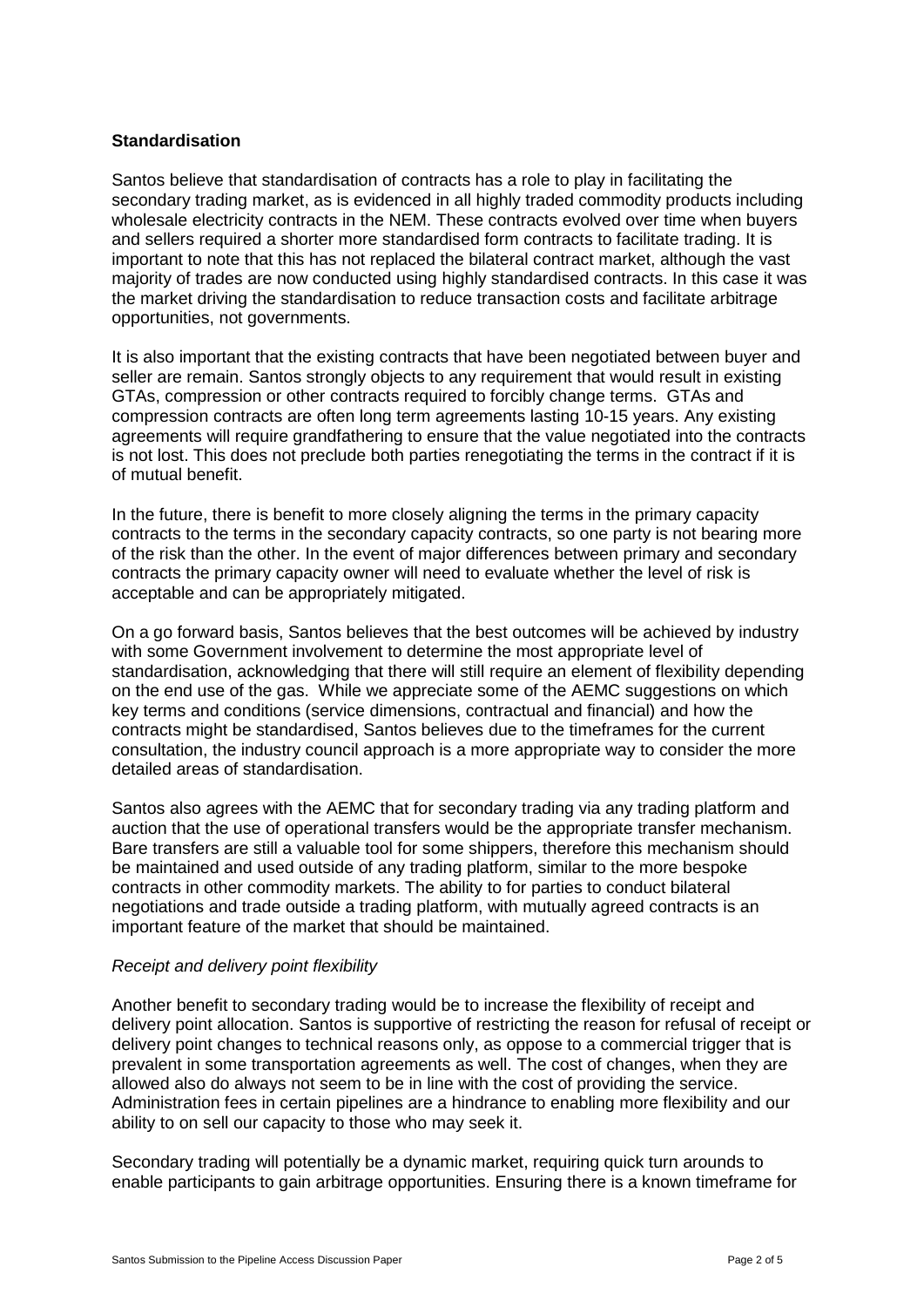**Standardisation**

Santos believe that standardisation of contracts has a role to play in facilitating the secondary trading market, as is evidenced in all highly traded commodity products including wholesale electricity contracts in the NEM. These contracts evolved over time when buyers and sellers required a shorter more standardised form contracts to facilitate trading. It is important to note that this has not replaced the bilateral contract market, although the vast majority of trades are now conducted using highly standardised contracts. In this case it was the market driving the standardisation to reduce transaction costs and facilitate arbitrage opportunities, not governments.

It is also important that the existing contracts that have been negotiated between buyer and seller are remain. Santos strongly objects to any requirement that would result in existing GTAs, compression or other contracts required to forcibly change terms. GTAs and compression contracts are often long term agreements lasting 10-15 years. Any existing agreements will require grandfathering to ensure that the value negotiated into the contracts is not lost. This does not preclude both parties renegotiating the terms in the contract if it is of mutual benefit.

In the future, there is benefit to more closely aligning the terms in the primary capacity contracts to the terms in the secondary capacity contracts, so one party is not bearing more of the risk than the other. In the event of major differences between primary and secondary contracts the primary capacity owner will need to evaluate whether the level of risk is acceptable and can be appropriately mitigated.

On a go forward basis, Santos believes that the best outcomes will be achieved by industry with some Government involvement to determine the most appropriate level of standardisation, acknowledging that there will still require an element of flexibility depending on the end use of the gas. While we appreciate some of the AEMC suggestions on which key terms and conditions (service dimensions, contractual and financial) and how the contracts might be standardised, Santos believes due to the timeframes for the current consultation, the industry council approach is a more appropriate way to consider the more detailed areas of standardisation.

Santos also agrees with the AEMC that for secondary trading via any trading platform and auction that the use of operational transfers would be the appropriate transfer mechanism. Bare transfers are still a valuable tool for some shippers, therefore this mechanism should be maintained and used outside of any trading platform, similar to the more bespoke contracts in other commodity markets. The ability to for parties to conduct bilateral negotiations and trade outside a trading platform, with mutually agreed contracts is an important feature of the market that should be maintained.

*Receipt and delivery point flexibility*

Another benefit to secondary trading would be to increase the flexibility of receipt and delivery point allocation. Santos is supportive of restricting the reason for refusal of receipt or delivery point changes to technical reasons only, as oppose to a commercial trigger that is prevalent in some transportation agreements as well. The cost of changes, when they are allowed also do always not seem to be in line with the cost of providing the service. Administration fees in certain pipelines are a hindrance to enabling more flexibility and our ability to on sell our capacity to those who may seek it.

Secondary trading will potentially be a dynamic market, requiring quick turn arounds to enable participants to gain arbitrage opportunities. Ensuring there is a known timeframe for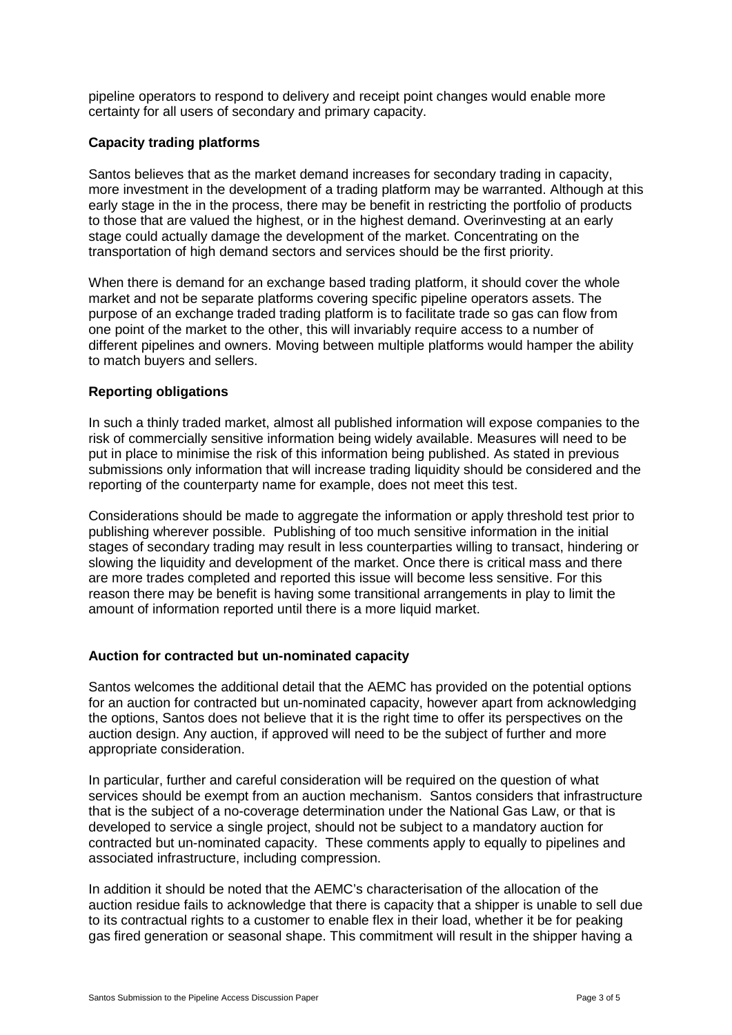pipeline operators to respond to delivery and receipt point changes would enable more certainty for all users of secondary and primary capacity.

**Capacity trading platforms**

Santos believes that as the market demand increases for secondary trading in capacity, more investment in the development of a trading platform may be warranted. Although at this early stage in the in the process, there may be benefit in restricting the portfolio of products to those that are valued the highest, or in the highest demand. Overinvesting at an early stage could actually damage the development of the market. Concentrating on the transportation of high demand sectors and services should be the first priority.

When there is demand for an exchange based trading platform, it should cover the whole market and not be separate platforms covering specific pipeline operators assets. The purpose of an exchange traded trading platform is to facilitate trade so gas can flow from one point of the market to the other, this will invariably require access to a number of different pipelines and owners. Moving between multiple platforms would hamper the ability to match buyers and sellers.

**Reporting obligations**

In such a thinly traded market, almost all published information will expose companies to the risk of commercially sensitive information being widely available. Measures will need to be put in place to minimise the risk of this information being published. As stated in previous submissions only information that will increase trading liquidity should be considered and the reporting of the counterparty name for example, does not meet this test.

Considerations should be made to aggregate the information or apply threshold test prior to publishing wherever possible. Publishing of too much sensitive information in the initial stages of secondary trading may result in less counterparties willing to transact, hindering or slowing the liquidity and development of the market. Once there is critical mass and there are more trades completed and reported this issue will become less sensitive. For this reason there may be benefit is having some transitional arrangements in play to limit the amount of information reported until there is a more liquid market.

**Auction for contracted but un-nominated capacity**

Santos welcomes the additional detail that the AEMC has provided on the potential options for an auction for contracted but un-nominated capacity, however apart from acknowledging the options, Santos does not believe that it is the right time to offer its perspectives on the auction design. Any auction, if approved will need to be the subject of further and more appropriate consideration.

In particular, further and careful consideration will be required on the question of what services should be exempt from an auction mechanism. Santos considers that infrastructure that is the subject of a no-coverage determination under the National Gas Law, or that is developed to service a single project, should not be subject to a mandatory auction for contracted but un-nominated capacity. These comments apply to equally to pipelines and associated infrastructure, including compression.

In addition it should be noted that the AEMC's characterisation of the allocation of the auction residue fails to acknowledge that there is capacity that a shipper is unable to sell due to its contractual rights to a customer to enable flex in their load, whether it be for peaking gas fired generation or seasonal shape. This commitment will result in the shipper having a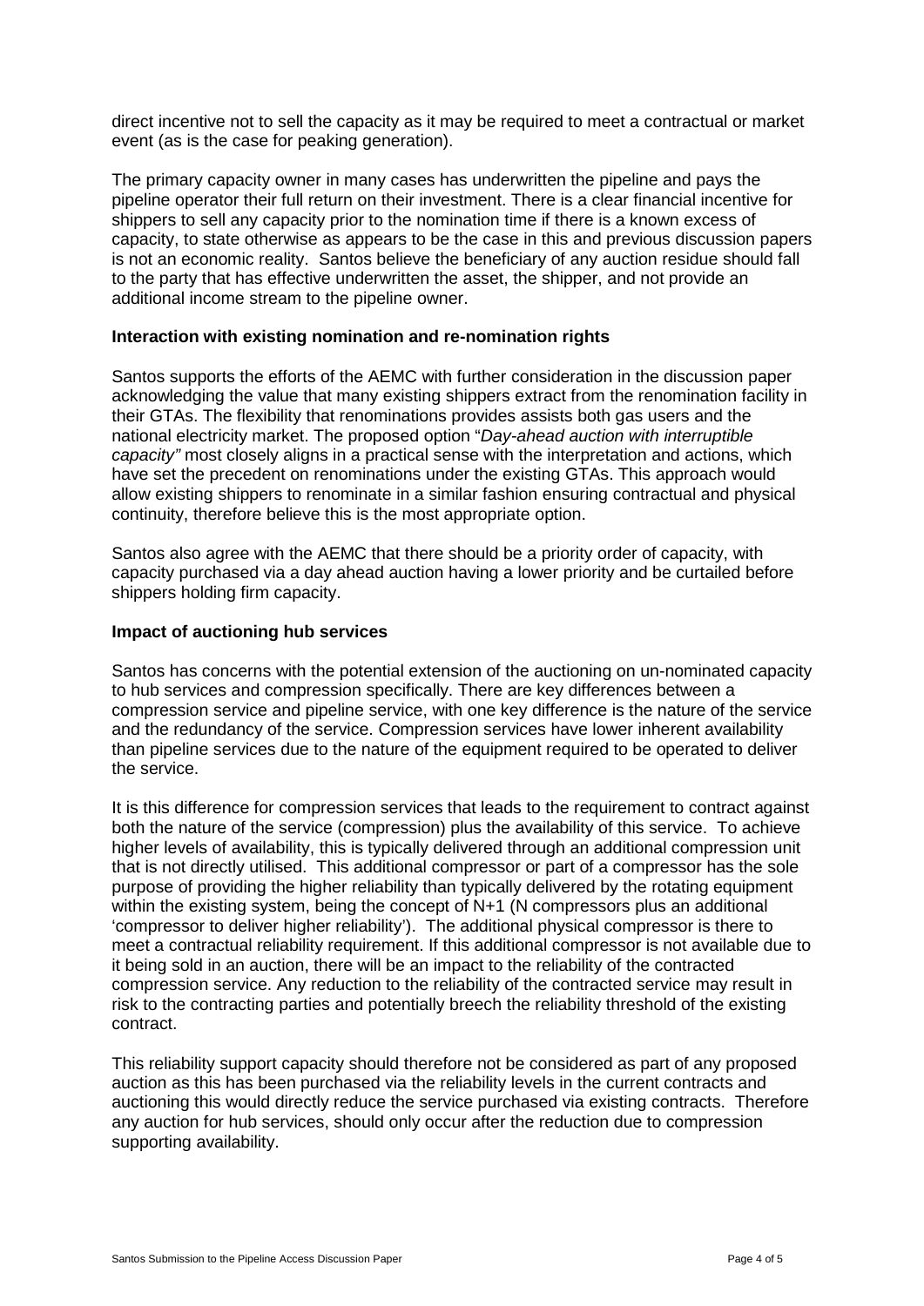direct incentive not to sell the capacity as it may be required to meet a contractual or market event (as is the case for peaking generation).

The primary capacity owner in many cases has underwritten the pipeline and pays the pipeline operator their full return on their investment. There is a clear financial incentive for shippers to sell any capacity prior to the nomination time if there is a known excess of capacity, to state otherwise as appears to be the case in this and previous discussion papers is not an economic reality. Santos believe the beneficiary of any auction residue should fall to the party that has effective underwritten the asset, the shipper, and not provide an additional income stream to the pipeline owner.

**Interaction with existing nomination and re-nomination rights**

Santos supports the efforts of the AEMC with further consideration in the discussion paper acknowledging the value that many existing shippers extract from the renomination facility in their GTAs. The flexibility that renominations provides assists both gas users and the national electricity market. The proposed option "*Day-ahead auction with interruptible capacity"* most closely aligns in a practical sense with the interpretation and actions, which have set the precedent on renominations under the existing GTAs. This approach would allow existing shippers to renominate in a similar fashion ensuring contractual and physical continuity, therefore believe this is the most appropriate option.

Santos also agree with the AEMC that there should be a priority order of capacity, with capacity purchased via a day ahead auction having a lower priority and be curtailed before shippers holding firm capacity.

**Impact of auctioning hub services**

Santos has concerns with the potential extension of the auctioning on un-nominated capacity to hub services and compression specifically. There are key differences between a compression service and pipeline service, with one key difference is the nature of the service and the redundancy of the service. Compression services have lower inherent availability than pipeline services due to the nature of the equipment required to be operated to deliver the service.

It is this difference for compression services that leads to the requirement to contract against both the nature of the service (compression) plus the availability of this service. To achieve higher levels of availability, this is typically delivered through an additional compression unit that is not directly utilised. This additional compressor or part of a compressor has the sole purpose of providing the higher reliability than typically delivered by the rotating equipment within the existing system, being the concept of N+1 (N compressors plus an additional 'compressor to deliver higher reliability'). The additional physical compressor is there to meet a contractual reliability requirement. If this additional compressor is not available due to it being sold in an auction, there will be an impact to the reliability of the contracted compression service. Any reduction to the reliability of the contracted service may result in risk to the contracting parties and potentially breech the reliability threshold of the existing contract.

This reliability support capacity should therefore not be considered as part of any proposed auction as this has been purchased via the reliability levels in the current contracts and auctioning this would directly reduce the service purchased via existing contracts. Therefore any auction for hub services, should only occur after the reduction due to compression supporting availability.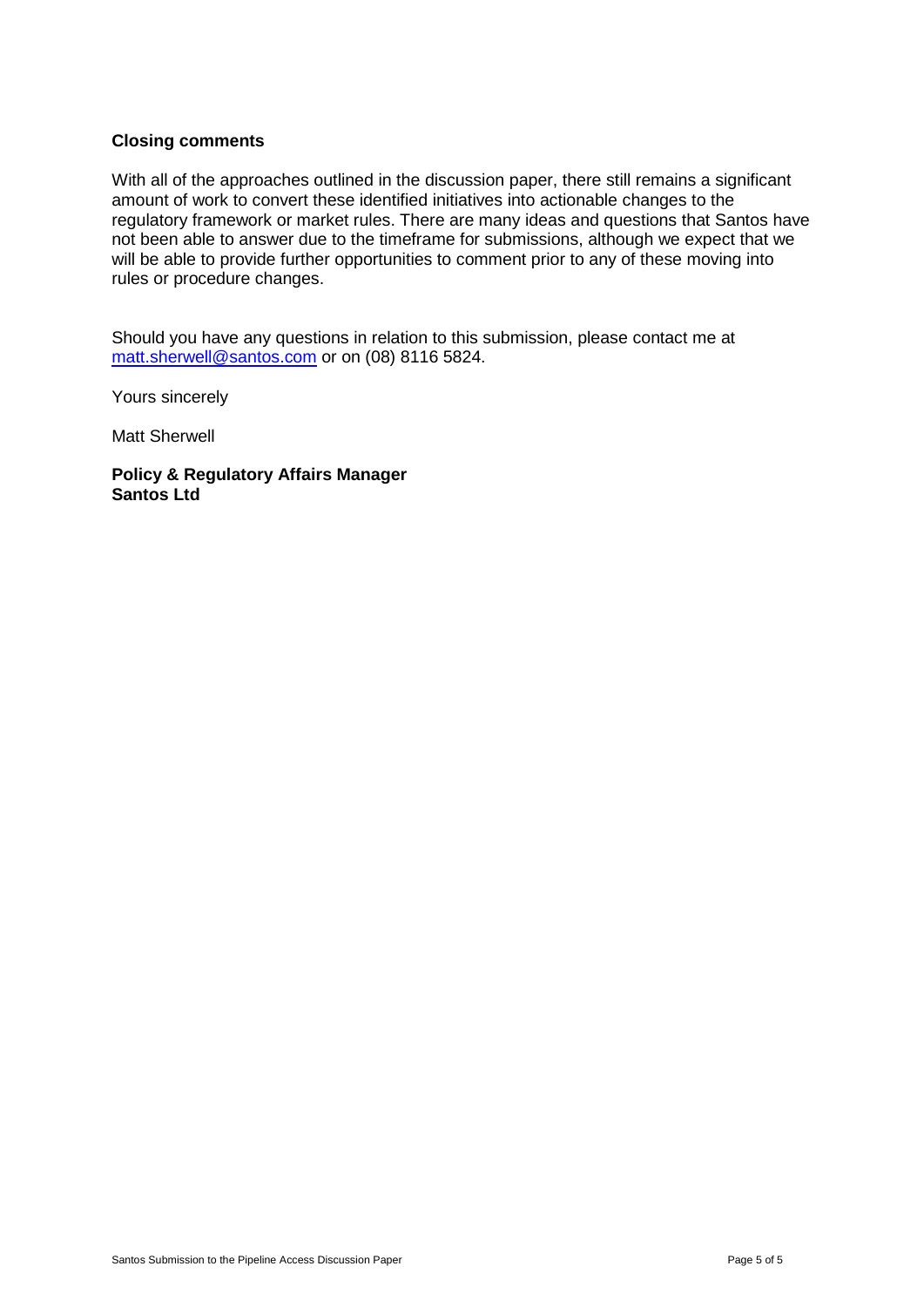## Closing comments

With all of the approaches outlined in the discussion paper, there still remains a significant amount of work to convert these identified initiatives into actionable changes to the regulatory framework or market rules. There are many ideas and questions that Santos have not been able to answer due to the timeframe for submissions, although we expect that we will be able to provide further opportunities to comment prior to any of these moving into rules or procedure changes.

Should you have any questions in relation to this submission, please contact me at matt.sherwell@santos.com or on (08) 8116 5824.

Yours sincerely

Matt Sherwell

**Policy & Regulatory Affairs Manager**
**Santos Ltd**